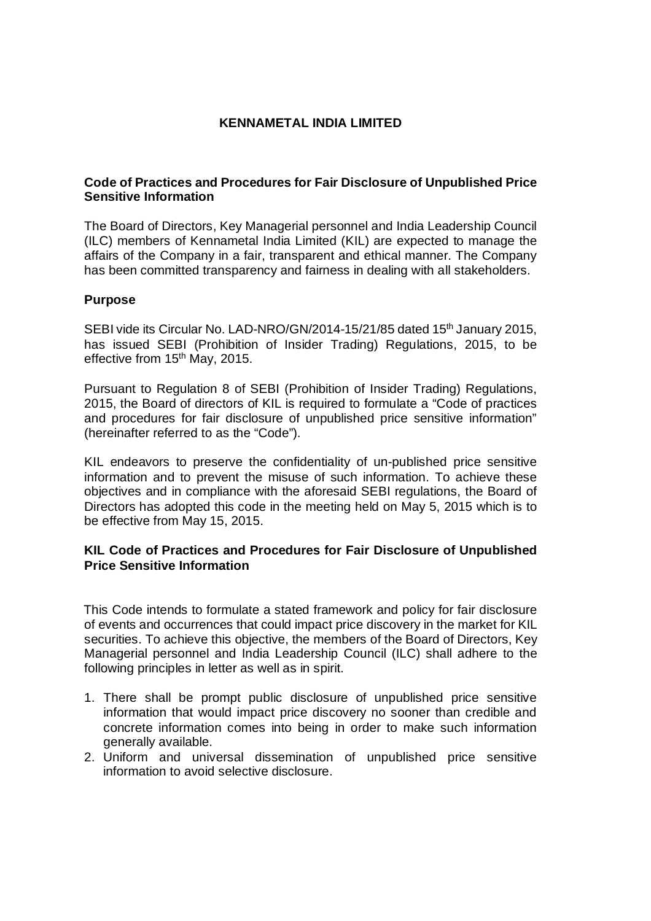# KENNAMETAL INDIA LIMITED

## Code of Practices and Procedures for Fair Disclosure of Unpublished Price Sensitive Information

The Board of Directors, Key Managerial personnel and India Leadership Council (ILC) members of Kennametal India Limited (KIL) are expected to manage the affairs of the Company in a fair, transparent and ethical manner. The Company has been committed transparency and fairness in dealing with all stakeholders.

## Purpose

SEBI vide its Circular No. LAD-NRO/GN/2014-15/21/85 dated 15th January 2015, has issued SEBI (Prohibition of Insider Trading) Regulations, 2015, to be effective from 15th May, 2015.

Pursuant to Regulation 8 of SEBI (Prohibition of Insider Trading) Regulations, 2015, the Board of directors of KIL is required to formulate a "Code of practices and procedures for fair disclosure of unpublished price sensitive information" (hereinafter referred to as the "Code").

KIL endeavors to preserve the confidentiality of un-published price sensitive information and to prevent the misuse of such information. To achieve these objectives and in compliance with the aforesaid SEBI regulations, the Board of Directors has adopted this code in the meeting held on May 5, 2015 which is to be effective from May 15, 2015.

## KIL Code of Practices and Procedures for Fair Disclosure of Unpublished Price Sensitive Information

This Code intends to formulate a stated framework and policy for fair disclosure of events and occurrences that could impact price discovery in the market for KIL securities. To achieve this objective, the members of the Board of Directors, Key Managerial personnel and India Leadership Council (ILC) shall adhere to the following principles in letter as well as in spirit.

1. There shall be prompt public disclosure of unpublished price sensitive information that would impact price discovery no sooner than credible and concrete information comes into being in order to make such information generally available.
2. Uniform and universal dissemination of unpublished price sensitive information to avoid selective disclosure.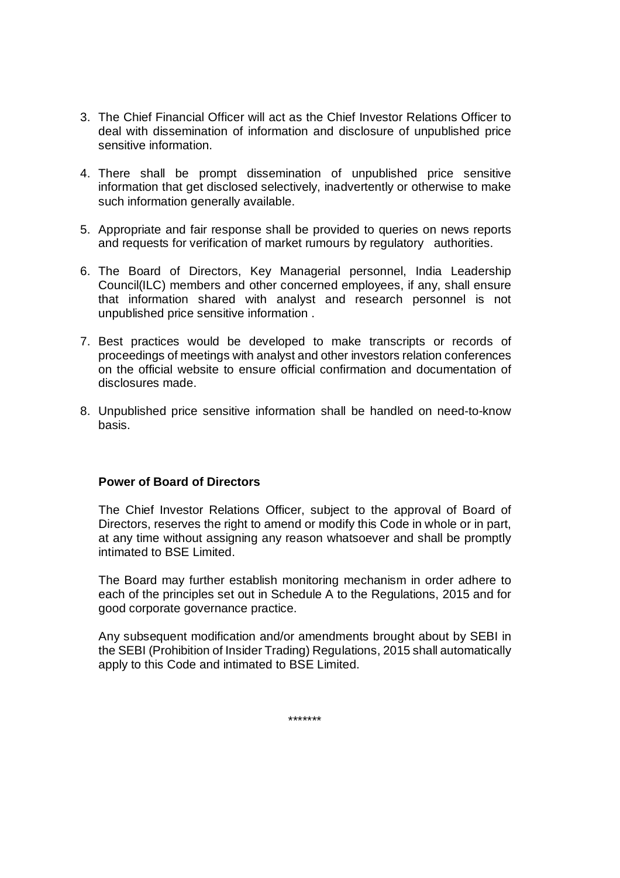3. The Chief Financial Officer will act as the Chief Investor Relations Officer to deal with dissemination of information and disclosure of unpublished price sensitive information.

4. There shall be prompt dissemination of unpublished price sensitive information that get disclosed selectively, inadvertently or otherwise to make such information generally available.

5. Appropriate and fair response shall be provided to queries on news reports and requests for verification of market rumours by regulatory authorities.

6. The Board of Directors, Key Managerial personnel, India Leadership Council(ILC) members and other concerned employees, if any, shall ensure that information shared with analyst and research personnel is not unpublished price sensitive information .

7. Best practices would be developed to make transcripts or records of proceedings of meetings with analyst and other investors relation conferences on the official website to ensure official confirmation and documentation of disclosures made.

8. Unpublished price sensitive information shall be handled on need-to-know basis.

**Power of Board of Directors**

The Chief Investor Relations Officer, subject to the approval of Board of Directors, reserves the right to amend or modify this Code in whole or in part, at any time without assigning any reason whatsoever and shall be promptly intimated to BSE Limited.

The Board may further establish monitoring mechanism in order adhere to each of the principles set out in Schedule A to the Regulations, 2015 and for good corporate governance practice.

Any subsequent modification and/or amendments brought about by SEBI in the SEBI (Prohibition of Insider Trading) Regulations, 2015 shall automatically apply to this Code and intimated to BSE Limited.

*******